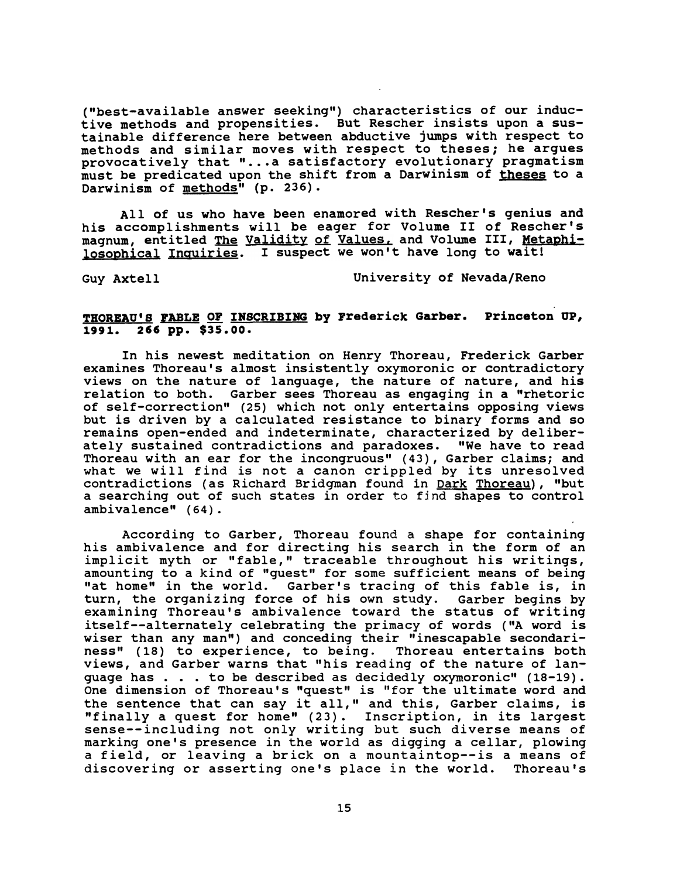("best-available answer seeking") characteristics of our inductive methods and propensities. But Rescher insists upon a sustainable difference here between abductive jumps with respect to methods and similar moves with respect to theses; he argues provocatively that "...a satisfactory evolutionary pragmatism must be predicated upon the shift from a Darwinism of <u>theses</u> to a Darwinism of <u>methods</u>" (p. 236).

All of us who have been enamored with Rescher's genius and his accomplishments will be eager for Volume II of Rescher's magnum, entitled <u>The Validity of Values</u>, and Volume III, <u>Metaphilosophical Inquiries</u>. I suspect we won't have long to wait!

Guy Axtell — University of Nevada/Reno

**<u>THOREAU'S FABLE OF INSCRIBING</u> by Frederick Garber. Princeton UP, 1991. 266 pp. $35.00.**

In his newest meditation on Henry Thoreau, Frederick Garber examines Thoreau's almost insistently oxymoronic or contradictory views on the nature of language, the nature of nature, and his relation to both. Garber sees Thoreau as engaging in a "rhetoric of self-correction" (25) which not only entertains opposing views but is driven by a calculated resistance to binary forms and so remains open-ended and indeterminate, characterized by deliberately sustained contradictions and paradoxes. "We have to read Thoreau with an ear for the incongruous" (43), Garber claims; and what we will find is not a canon crippled by its unresolved contradictions (as Richard Bridgman found in <u>Dark Thoreau</u>), "but a searching out of such states in order to find shapes to control ambivalence" (64).

According to Garber, Thoreau found a shape for containing his ambivalence and for directing his search in the form of an implicit myth or "fable," traceable throughout his writings, amounting to a kind of "quest" for some sufficient means of being "at home" in the world. Garber's tracing of this fable is, in turn, the organizing force of his own study. Garber begins by examining Thoreau's ambivalence toward the status of writing itself--alternately celebrating the primacy of words ("A word is wiser than any man") and conceding their "inescapable secondariness" (18) to experience, to being. Thoreau entertains both views, and Garber warns that "his reading of the nature of language has . . . to be described as decidedly oxymoronic" (18-19). One dimension of Thoreau's "quest" is "for the ultimate word and the sentence that can say it all," and this, Garber claims, is "finally a quest for home" (23). Inscription, in its largest sense--including not only writing but such diverse means of marking one's presence in the world as digging a cellar, plowing a field, or leaving a brick on a mountaintop--is a means of discovering or asserting one's place in the world. Thoreau's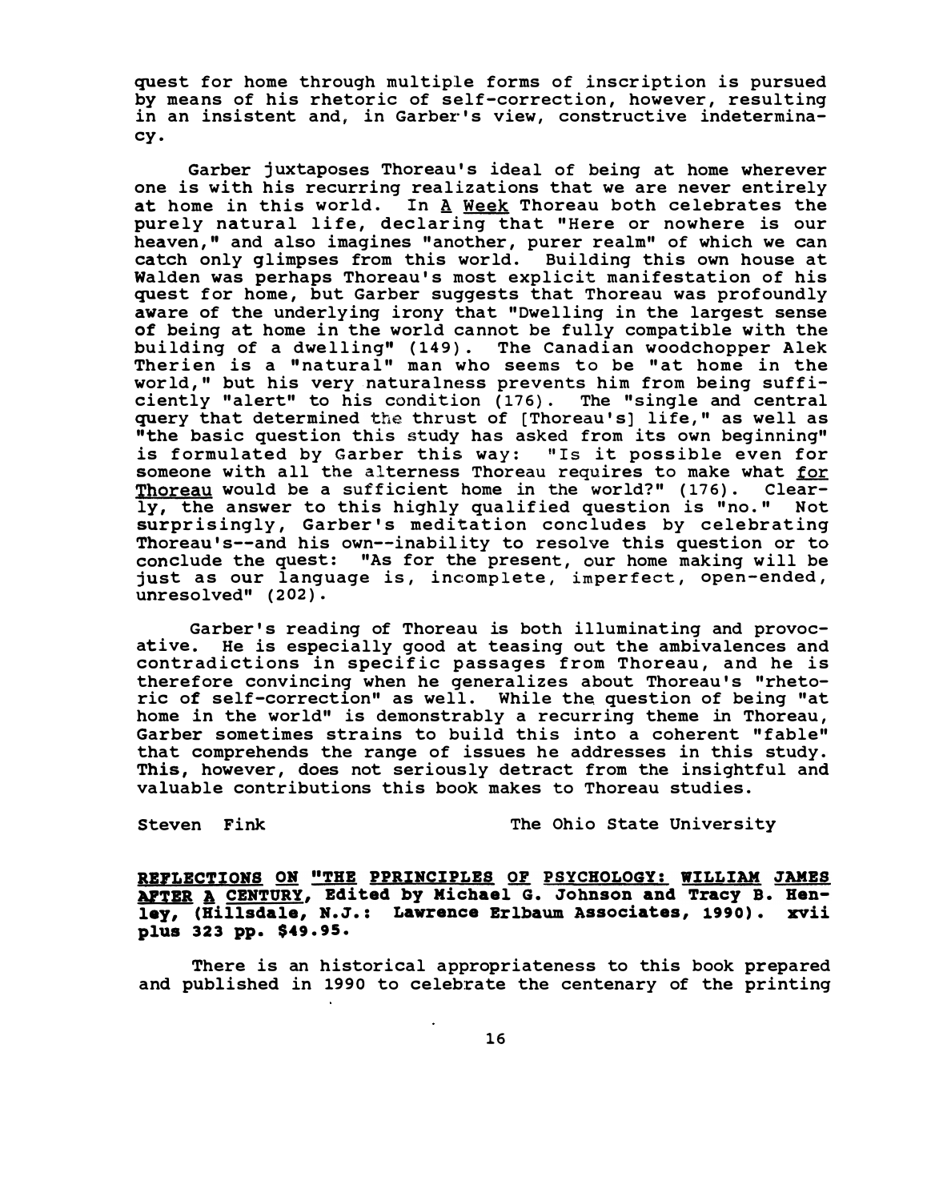quest for home through multiple forms of inscription is pursued by means of his rhetoric of self-correction, however, resulting in an insistent and, in Garber's view, constructive indeterminacy.

Garber juxtaposes Thoreau's ideal of being at home wherever one is with his recurring realizations that we are never entirely at home in this world. In _A Week_ Thoreau both celebrates the purely natural life, declaring that "Here or nowhere is our heaven," and also imagines "another, purer realm" of which we can catch only glimpses from this world. Building this own house at Walden was perhaps Thoreau's most explicit manifestation of his quest for home, but Garber suggests that Thoreau was profoundly aware of the underlying irony that "Dwelling in the largest sense of being at home in the world cannot be fully compatible with the building of a dwelling" (149). The Canadian woodchopper Alek Therien is a "natural" man who seems to be "at home in the world," but his very naturalness prevents him from being sufficiently "alert" to his condition (176). The "single and central query that determined the thrust of [Thoreau's] life," as well as "the basic question this study has asked from its own beginning" is formulated by Garber this way: "Is it possible even for someone with all the alterness Thoreau requires to make what _for Thoreau_ would be a sufficient home in the world?" (176). Clearly, the answer to this highly qualified question is "no." Not surprisingly, Garber's meditation concludes by celebrating Thoreau's--and his own--inability to resolve this question or to conclude the quest: "As for the present, our home making will be just as our language is, incomplete, imperfect, open-ended, unresolved" (202).

Garber's reading of Thoreau is both illuminating and provocative. He is especially good at teasing out the ambivalences and contradictions in specific passages from Thoreau, and he is therefore convincing when he generalizes about Thoreau's "rhetoric of self-correction" as well. While the question of being "at home in the world" is demonstrably a recurring theme in Thoreau, Garber sometimes strains to build this into a coherent "fable" that comprehends the range of issues he addresses in this study. This, however, does not seriously detract from the insightful and valuable contributions this book makes to Thoreau studies.

Steven Fink — The Ohio State University

**REFLECTIONS ON "THE PPRINCIPLES OF PSYCHOLOGY: WILLIAM JAMES AFTER A CENTURY, Edited by Michael G. Johnson and Tracy B. Henley, (Hillsdale, N.J.: Lawrence Erlbaum Associates, 1990). xvii plus 323 pp. $49.95.**

There is an historical appropriateness to this book prepared and published in 1990 to celebrate the centenary of the printing